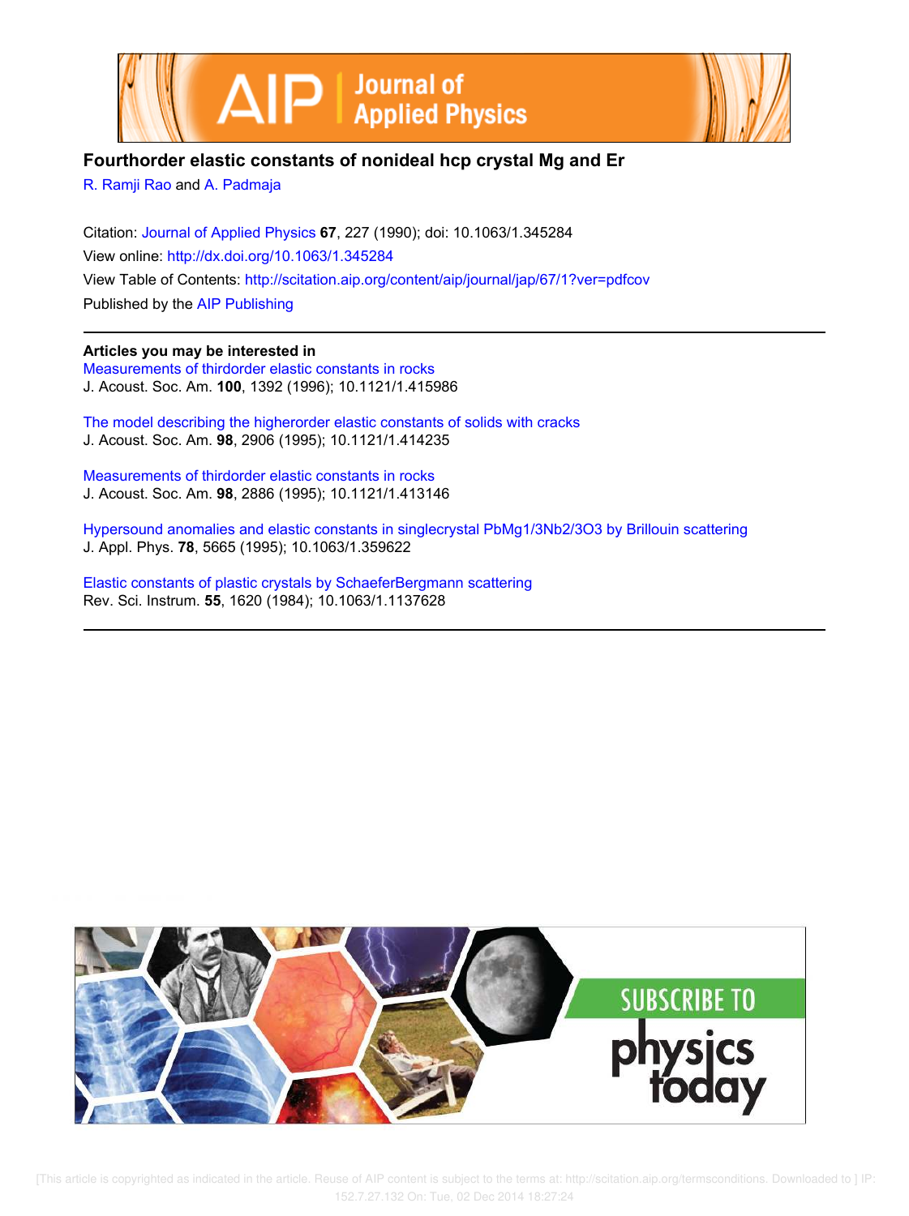# Fourthorder elastic constants of nonideal hcp crystal Mg and Er

R. Ramji Rao and A. Padmaja

Citation: Journal of Applied Physics **67**, 227 (1990); doi: 10.1063/1.345284

View online: http://dx.doi.org/10.1063/1.345284

View Table of Contents: http://scitation.aip.org/content/aip/journal/jap/67/1?ver=pdfcov

Published by the AIP Publishing

---

**Articles you may be interested in**

Measurements of thirdorder elastic constants in rocks
J. Acoust. Soc. Am. **100**, 1392 (1996); 10.1121/1.415986

The model describing the higherorder elastic constants of solids with cracks
J. Acoust. Soc. Am. **98**, 2906 (1995); 10.1121/1.414235

Measurements of thirdorder elastic constants in rocks
J. Acoust. Soc. Am. **98**, 2886 (1995); 10.1121/1.413146

Hypersound anomalies and elastic constants in singlecrystal PbMg1/3Nb2/3O3 by Brillouin scattering
J. Appl. Phys. **78**, 5665 (1995); 10.1063/1.359622

Elastic constants of plastic crystals by SchaeferBergmann scattering
Rev. Sci. Instrum. **55**, 1620 (1984); 10.1063/1.1137628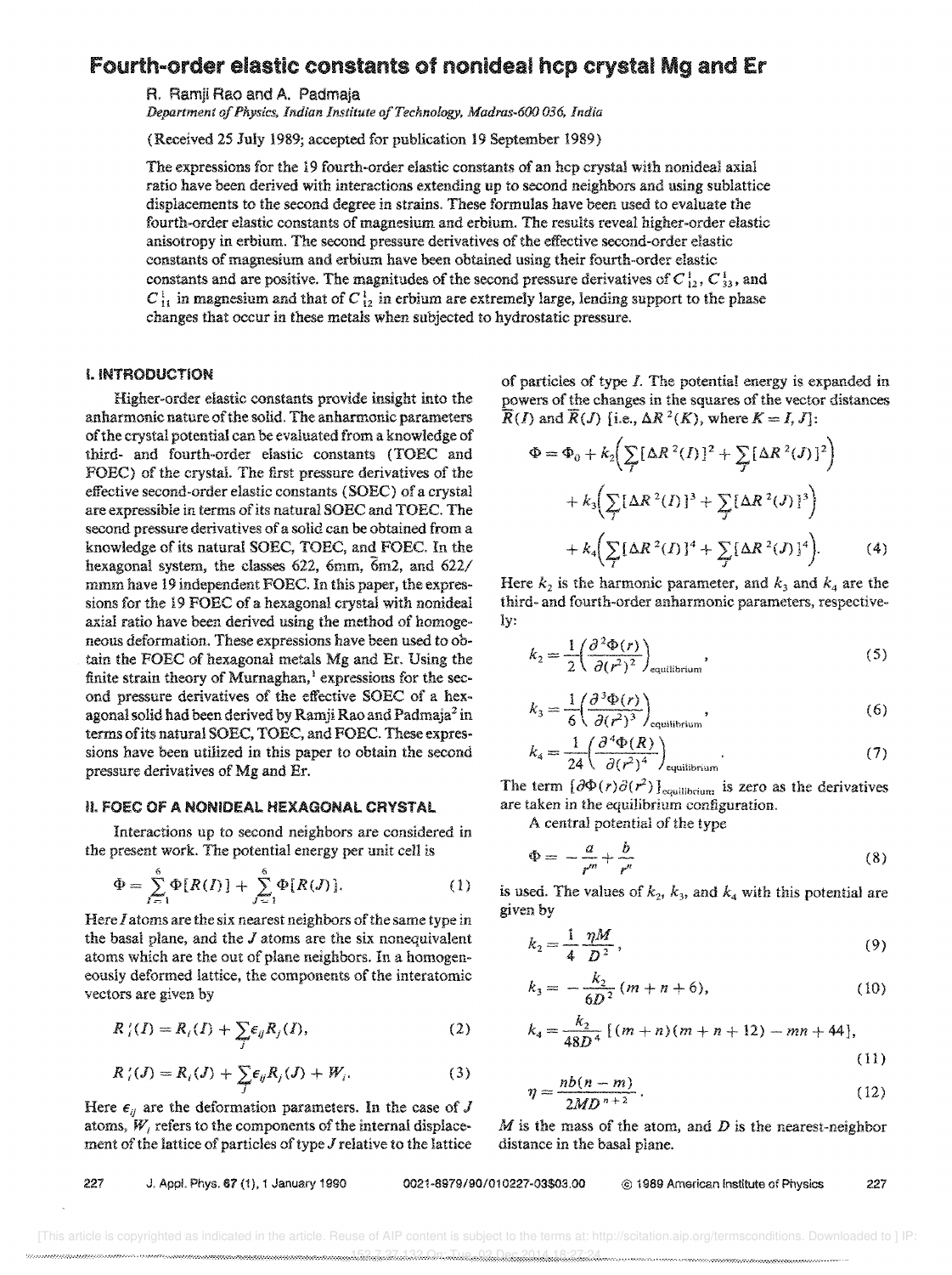# Fourth-order elastic constants of nonideal hcp crystal Mg and Er

R. Ramji Rao and A. Padmaja

*Department of Physics, Indian Institute of Technology, Madras-600 036, India*

(Received 25 July 1989; accepted for publication 19 September 1989)

The expressions for the 19 fourth-order elastic constants of an hcp crystal with nonideal axial ratio have been derived with interactions extending up to second neighbors and using sublattice displacements to the second degree in strains. These formulas have been used to evaluate the fourth-order elastic constants of magnesium and erbium. The results reveal higher-order elastic anisotropy in erbium. The second pressure derivatives of the effective second-order elastic constants of magnesium and erbium have been obtained using their fourth-order elastic constants and are positive. The magnitudes of the second pressure derivatives of $C_{12}^{1}$, $C_{33}^{1}$, and $C_{11}^{1}$ in magnesium and that of $C_{12}^{1}$ in erbium are extremely large, lending support to the phase changes that occur in these metals when subjected to hydrostatic pressure.

## I. INTRODUCTION

Higher-order elastic constants provide insight into the anharmonic nature of the solid. The anharmonic parameters of the crystal potential can be evaluated from a knowledge of third- and fourth-order elastic constants (TOEC and FOEC) of the crystal. The first pressure derivatives of the effective second-order elastic constants (SOEC) of a crystal are expressible in terms of its natural SOEC and TOEC. The second pressure derivatives of a solid can be obtained from a knowledge of its natural SOEC, TOEC, and FOEC. In the hexagonal system, the classes 622, 6mm, $\bar{6}$m2, and 622/mmm have 19 independent FOEC. In this paper, the expressions for the 19 FOEC of a hexagonal crystal with nonideal axial ratio have been derived using the method of homogeneous deformation. These expressions have been used to obtain the FOEC of hexagonal metals Mg and Er. Using the finite strain theory of Murnaghan,[1] expressions for the second pressure derivatives of the effective SOEC of a hexagonal solid had been derived by Ramji Rao and Padmaja[2] in terms of its natural SOEC, TOEC, and FOEC. These expressions have been utilized in this paper to obtain the second pressure derivatives of Mg and Er.

## II. FOEC OF A NONIDEAL HEXAGONAL CRYSTAL

Interactions up to second neighbors are considered in the present work. The potential energy per unit cell is

$$\Phi = \sum_{I=1}^{6} \Phi[R(I)] + \sum_{J=1}^{6} \Phi[R(J)]. \tag{1}$$

Here $I$ atoms are the six nearest neighbors of the same type in the basal plane, and the $J$ atoms are the six nonequivalent atoms which are the out of plane neighbors. In a homogeneously deformed lattice, the components of the interatomic vectors are given by

$$R_i'(I) = R_i(I) + \sum_j \epsilon_{ij} R_j(I), \tag{2}$$

$$R_i'(J) = R_i(J) + \sum_j \epsilon_{ij} R_j(J) + W_i. \tag{3}$$

Here $\epsilon_{ij}$ are the deformation parameters. In the case of $J$ atoms, $W_i$ refers to the components of the internal displacement of the lattice of particles of type $J$ relative to the lattice of particles of type $I$. The potential energy is expanded in powers of the changes in the squares of the vector distances $\bar{R}(I)$ and $\bar{R}(J)$ [i.e., $\Delta R^2(K)$, where $K = I, J$]:

$$\Phi = \Phi_0 + k_2\Big(\sum_I [\Delta R^2(I)]^2 + \sum_J [\Delta R^2(J)]^2\Big) + k_3\Big(\sum_I [\Delta R^2(I)]^3 + \sum_J [\Delta R^2(J)]^3\Big) + k_4\Big(\sum_I [\Delta R^2(I)]^4 + \sum_J [\Delta R^2(J)]^4\Big). \tag{4}$$

Here $k_2$ is the harmonic parameter, and $k_3$ and $k_4$ are the third- and fourth-order anharmonic parameters, respectively:

$$k_2 = \frac{1}{2}\left(\frac{\partial^2 \Phi(r)}{\partial (r^2)^2}\right)_{\text{equilibrium}}, \tag{5}$$

$$k_3 = \frac{1}{6}\left(\frac{\partial^3 \Phi(r)}{\partial (r^2)^3}\right)_{\text{equilibrium}}, \tag{6}$$

$$k_4 = \frac{1}{24}\left(\frac{\partial^4 \Phi(R)}{\partial (r^2)^4}\right)_{\text{equilibrium}}. \tag{7}$$

The term $[\partial\Phi(r)\partial(r^2)]_{\text{equilibrium}}$ is zero as the derivatives are taken in the equilibrium configuration.

A central potential of the type

$$\Phi = -\frac{a}{r^m} + \frac{b}{r^n} \tag{8}$$

is used. The values of $k_2$, $k_3$, and $k_4$ with this potential are given by

$$k_2 = \frac{1}{4}\frac{\eta M}{D^2}, \tag{9}$$

$$k_3 = -\frac{k_2}{6D^2}(m + n + 6), \tag{10}$$

$$k_4 = \frac{k_2}{48D^4}[(m+n)(m+n+12) - mn + 44], \tag{11}$$

$$\eta = \frac{nb(n-m)}{2MD^{n+2}}. \tag{12}$$

$M$ is the mass of the atom, and $D$ is the nearest-neighbor distance in the basal plane.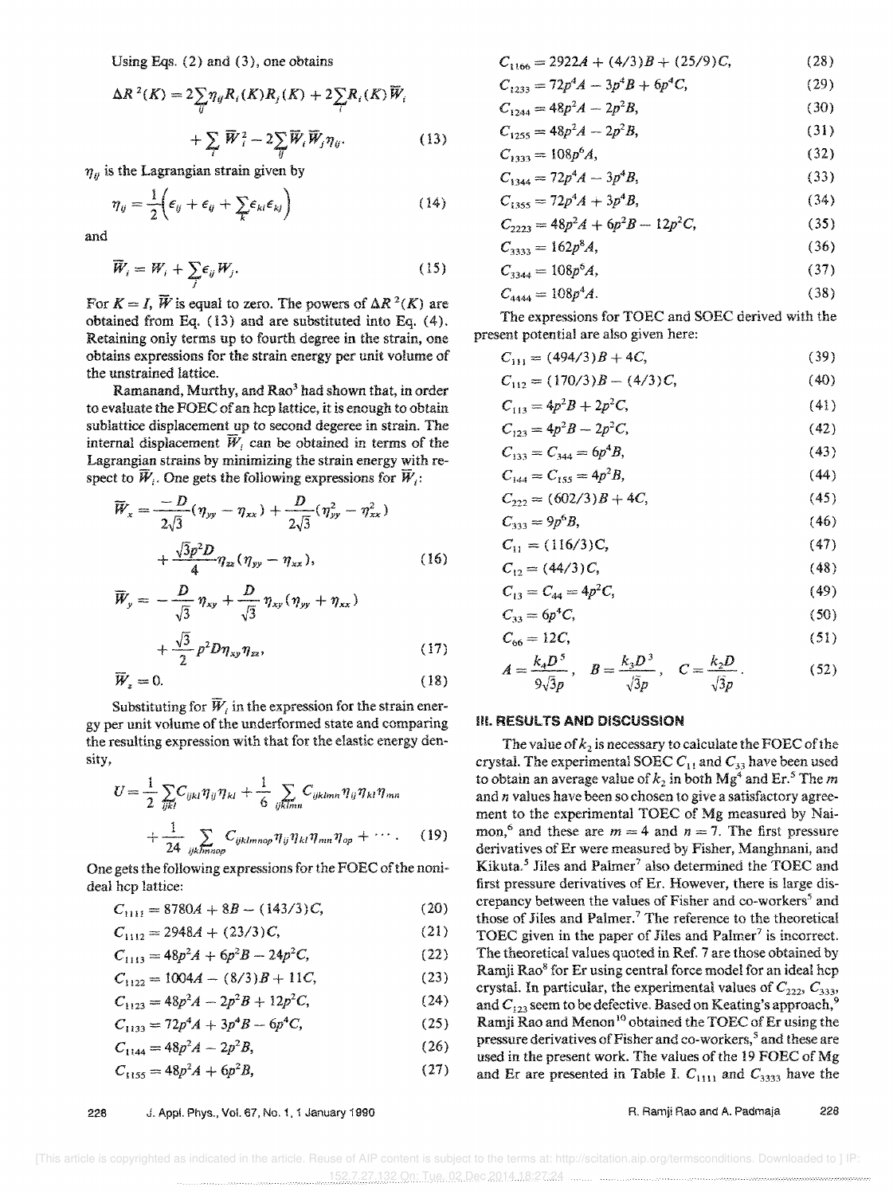Using Eqs. (2) and (3), one obtains

$$\Delta R^2(K) = 2\sum_{ij}\eta_{ij}R_i(K)R_j(K) + 2\sum_i R_i(K)\overline{W}_i + \sum_i \overline{W}_i^2 - 2\sum_{ij}\overline{W}_i\overline{W}_j\eta_{ij}. \quad (13)$$

$\eta_{ij}$ is the Lagrangian strain given by

$$\eta_{ij} = \frac{1}{2}\left(\epsilon_{ij} + \epsilon_{ij} + \sum_k \epsilon_{ki}\epsilon_{kj}\right) \quad (14)$$

and

$$\overline{W}_i = W_i + \sum_j \epsilon_{ij} W_j. \quad (15)$$

For $K = I$, $\overline{W}$ is equal to zero. The powers of $\Delta R^2(K)$ are obtained from Eq. (13) and are substituted into Eq. (4). Retaining only terms up to fourth degree in the strain, one obtains expressions for the strain energy per unit volume of the unstrained lattice.

Ramanand, Murthy, and Rao[3] had shown that, in order to evaluate the FOEC of an hcp lattice, it is enough to obtain sublattice displacement up to second degeree in strain. The internal displacement $\overline{W}_i$ can be obtained in terms of the Lagrangian strains by minimizing the strain energy with respect to $\overline{W}_i$. One gets the following expressions for $\overline{W}_i$:

$$\overline{W}_x = \frac{-D}{2\sqrt{3}}(\eta_{yy} - \eta_{xx}) + \frac{D}{2\sqrt{3}}(\eta_{yy}^2 - \eta_{xx}^2) + \frac{\sqrt{3}p^2 D}{4}\eta_{zz}(\eta_{yy} - \eta_{xx}), \quad (16)$$

$$\overline{W}_y = -\frac{D}{\sqrt{3}}\eta_{xy} + \frac{D}{\sqrt{3}}\eta_{xy}(\eta_{yy} + \eta_{xx}) + \frac{\sqrt{3}}{2}p^2 D\eta_{xy}\eta_{zz}, \quad (17)$$

$$\overline{W}_z = 0. \quad (18)$$

Substituting for $\overline{W}_i$ in the expression for the strain energy per unit volume of the underformed state and comparing the resulting expression with that for the elastic energy density,

$$U = \frac{1}{2}\sum_{ijkl} C_{ijkl}\eta_{ij}\eta_{kl} + \frac{1}{6}\sum_{ijklmn} C_{ijklmn}\eta_{ij}\eta_{kl}\eta_{mn} + \frac{1}{24}\sum_{ijklmnop} C_{ijklmnop}\eta_{ij}\eta_{kl}\eta_{mn}\eta_{op} + \cdots. \quad (19)$$

One gets the following expressions for the FOEC of the nonideal hcp lattice:

$$C_{1111} = 8780A + 8B - (143/3)C, \quad (20)$$

$$C_{1112} = 2948A + (23/3)C, \quad (21)$$

$$C_{1113} = 48p^2A + 6p^2B - 24p^2C, \quad (22)$$

$$C_{1122} = 1004A - (8/3)B + 11C, \quad (23)$$

$$C_{1123} = 48p^2A - 2p^2B + 12p^2C, \quad (24)$$

$$C_{1133} = 72p^4A + 3p^4B - 6p^4C, \quad (25)$$

$$C_{1144} = 48p^2A - 2p^2B, \quad (26)$$

$$C_{1155} = 48p^2A + 6p^2B, \quad (27)$$

$$C_{1166} = 2922A + (4/3)B + (25/9)C, \quad (28)$$

$$C_{1233} = 72p^4A - 3p^4B + 6p^4C, \quad (29)$$

$$C_{1244} = 48p^2A - 2p^2B, \quad (30)$$

$$C_{1255} = 48p^2A - 2p^2B, \quad (31)$$

$$C_{1333} = 108p^6A, \quad (32)$$

$$C_{1344} = 72p^4A - 3p^4B, \quad (33)$$

$$C_{1355} = 72p^4A + 3p^4B, \quad (34)$$

$$C_{2223} = 48p^2A + 6p^2B - 12p^2C, \quad (35)$$

$$C_{3333} = 162p^8A, \quad (36)$$

$$C_{3344} = 108p^6A, \quad (37)$$

$$C_{4444} = 108p^4A. \quad (38)$$

The expressions for TOEC and SOEC derived with the present potential are also given here:

$$C_{111} = (494/3)B + 4C, \quad (39)$$

$$C_{112} = (170/3)B - (4/3)C, \quad (40)$$

$$C_{113} = 4p^2B + 2p^2C, \quad (41)$$

$$C_{123} = 4p^2B - 2p^2C, \quad (42)$$

$$C_{133} = C_{344} = 6p^4B, \quad (43)$$

$$C_{144} = C_{155} = 4p^2B, \quad (44)$$

$$C_{222} = (602/3)B + 4C, \quad (45)$$

$$C_{333} = 9p^6B, \quad (46)$$

$$C_{11} = (116/3)C, \quad (47)$$

$$C_{12} = (44/3)C, \quad (48)$$

$$C_{13} = C_{44} = 4p^2C, \quad (49)$$

$$C_{33} = 6p^4C, \quad (50)$$

$$C_{66} = 12C, \quad (51)$$

$$A = \frac{k_4D^5}{9\sqrt{3}p}, \quad B = \frac{k_3D^3}{\sqrt{3}p}, \quad C = \frac{k_2D}{\sqrt{3}p}. \quad (52)$$

## III. RESULTS AND DISCUSSION

The value of $k_2$ is necessary to calculate the FOEC of the crystal. The experimental SOEC $C_{11}$ and $C_{33}$ have been used to obtain an average value of $k_2$ in both Mg[4] and Er.[5] The $m$ and $n$ values have been so chosen to give a satisfactory agreement to the experimental TOEC of Mg measured by Naimon,[6] and these are $m = 4$ and $n = 7$. The first pressure derivatives of Er were measured by Fisher, Manghnani, and Kikuta.[5] Jiles and Palmer[7] also determined the TOEC and first pressure derivatives of Er. However, there is large discrepancy between the values of Fisher and co-workers[5] and those of Jiles and Palmer.[7] The reference to the theoretical TOEC given in the paper of Jiles and Palmer[7] is incorrect. The theoretical values quoted in Ref. 7 are those obtained by Ramji Rao[8] for Er using central force model for an ideal hcp crystal. In particular, the experimental values of $C_{222}$, $C_{333}$, and $C_{123}$ seem to be defective. Based on Keating's approach,[9] Ramji Rao and Menon[10] obtained the TOEC of Er using the pressure derivatives of Fisher and co-workers,[5] and these are used in the present work. The values of the 19 FOEC of Mg and Er are presented in Table I. $C_{1111}$ and $C_{3333}$ have the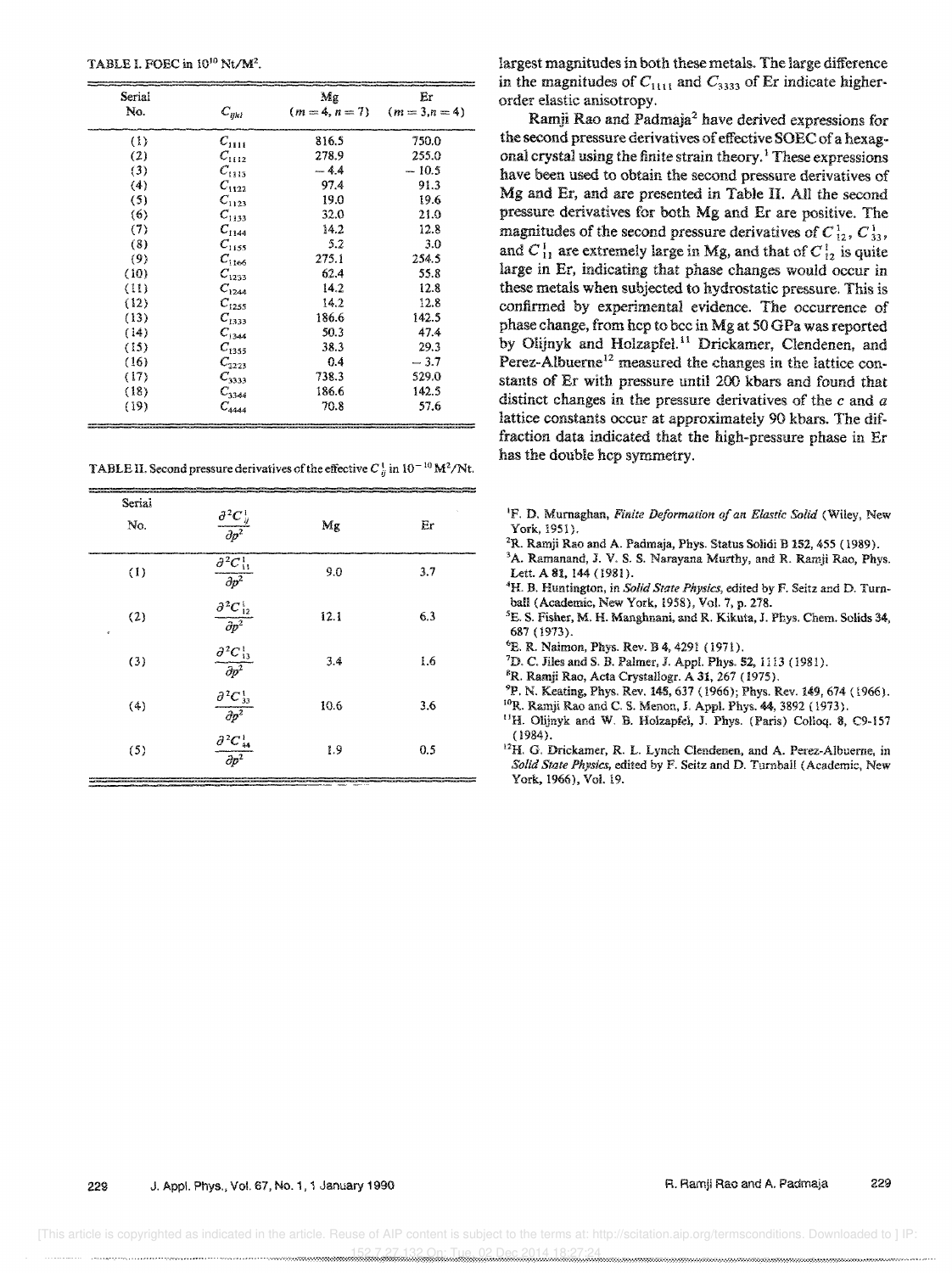TABLE I. FOEC in $10^{10}$ Nt/M$^2$.

| Serial No. | $C_{ijkl}$ | Mg ($m = 4$, $n = 7$) | Er ($m = 3$, $n = 4$) |
|---|---|---|---|
| (1) | $C_{1111}$ | 816.5 | 750.0 |
| (2) | $C_{1112}$ | 278.9 | 255.0 |
| (3) | $C_{1113}$ | −4.4 | −10.5 |
| (4) | $C_{1122}$ | 97.4 | 91.3 |
| (5) | $C_{1123}$ | 19.0 | 19.6 |
| (6) | $C_{1133}$ | 32.0 | 21.0 |
| (7) | $C_{1144}$ | 14.2 | 12.8 |
| (8) | $C_{1155}$ | 5.2 | 3.0 |
| (9) | $C_{1166}$ | 275.1 | 254.5 |
| (10) | $C_{1233}$ | 62.4 | 55.8 |
| (11) | $C_{1244}$ | 14.2 | 12.8 |
| (12) | $C_{1255}$ | 14.2 | 12.8 |
| (13) | $C_{1333}$ | 186.6 | 142.5 |
| (14) | $C_{1344}$ | 50.3 | 47.4 |
| (15) | $C_{1355}$ | 38.3 | 29.3 |
| (16) | $C_{2223}$ | 0.4 | −3.7 |
| (17) | $C_{3333}$ | 738.3 | 529.0 |
| (18) | $C_{3344}$ | 186.6 | 142.5 |
| (19) | $C_{4444}$ | 70.8 | 57.6 |

TABLE II. Second pressure derivatives of the effective $C^{\dagger}_{ij}$ in $10^{-10}$ M$^2$/Nt.

| Serial No. | $\frac{\partial^2 C^{\dagger}_{ij}}{\partial p^2}$ | Mg | Er |
|---|---|---|---|
| (1) | $\frac{\partial^2 C^{\dagger}_{11}}{\partial p^2}$ | 9.0 | 3.7 |
| (2) | $\frac{\partial^2 C^{\dagger}_{12}}{\partial p^2}$ | 12.1 | 6.3 |
| (3) | $\frac{\partial^2 C^{\dagger}_{13}}{\partial p^2}$ | 3.4 | 1.6 |
| (4) | $\frac{\partial^2 C^{\dagger}_{33}}{\partial p^2}$ | 10.6 | 3.6 |
| (5) | $\frac{\partial^2 C^{\dagger}_{44}}{\partial p^2}$ | 1.9 | 0.5 |

largest magnitudes in both these metals. The large difference in the magnitudes of $C_{1111}$ and $C_{3333}$ of Er indicate higher-order elastic anisotropy.

Ramji Rao and Padmaja[2] have derived expressions for the second pressure derivatives of effective SOEC of a hexagonal crystal using the finite strain theory.[1] These expressions have been used to obtain the second pressure derivatives of Mg and Er, and are presented in Table II. All the second pressure derivatives for both Mg and Er are positive. The magnitudes of the second pressure derivatives of $C^{\dagger}_{12}$, $C^{\dagger}_{33}$, and $C^{\dagger}_{11}$ are extremely large in Mg, and that of $C^{\dagger}_{12}$ is quite large in Er, indicating that phase changes would occur in these metals when subjected to hydrostatic pressure. This is confirmed by experimental evidence. The occurrence of phase change, from hcp to bcc in Mg at 50 GPa was reported by Olijnyk and Holzapfel.[11] Drickamer, Clendenen, and Perez-Albuerne[12] measured the changes in the lattice constants of Er with pressure until 200 kbars and found that distinct changes in the pressure derivatives of the $c$ and $a$ lattice constants occur at approximately 90 kbars. The diffraction data indicated that the high-pressure phase in Er has the double hcp symmetry.

[1] F. D. Murnaghan, *Finite Deformation of an Elastic Solid* (Wiley, New York, 1951).
[2] R. Ramji Rao and A. Padmaja, Phys. Status Solidi B 152, 455 (1989).
[3] A. Ramanand, J. V. S. S. Narayana Murthy, and R. Ramji Rao, Phys. Lett. A 81, 144 (1981).
[4] H. B. Huntington, in *Solid State Physics*, edited by F. Seitz and D. Turnball (Academic, New York, 1958), Vol. 7, p. 278.
[5] E. S. Fisher, M. H. Manghnani, and R. Kikuta, J. Phys. Chem. Solids 34, 687 (1973).
[6] E. R. Naimon, Phys. Rev. B 4, 4291 (1971).
[7] D. C. Jiles and S. B. Palmer, J. Appl. Phys. 52, 1113 (1981).
[8] R. Ramji Rao, Acta Crystallogr. A 31, 267 (1975).
[9] P. N. Keating, Phys. Rev. 145, 637 (1966); Phys. Rev. 149, 674 (1966).
[10] R. Ramji Rao and C. S. Menon, J. Appl. Phys. 44, 3892 (1973).
[11] H. Olijnyk and W. B. Holzapfel, J. Phys. (Paris) Colloq. 8, C9-157 (1984).
[12] H. G. Drickamer, R. L. Lynch Clendenen, and A. Perez-Albuerne, in *Solid State Physics*, edited by F. Seitz and D. Turnball (Academic, New York, 1966), Vol. 19.